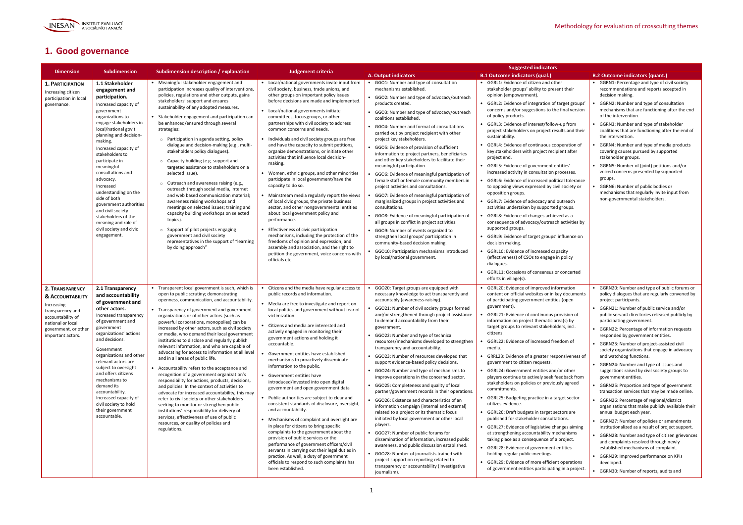# 1. Good governance

| Dimension | Subdimension | Subdimension description / explanation | Judgement criteria | Suggested indicators | | |
|---|---|---|---|---|---|---|
| | | | | A. Output indicators | B.1 Outcome indicators (qual.) | B.2 Outcome indicators (quant.) |
| **1. PARTICIPATION**<br>Increasing citizen participation in local governance. | **1.1 Stakeholder engagement and participation.**<br>Increased capacity of government organizations to engage stakeholders in local/national gov't planning and decision-making.<br>Increased capacity of stakeholders to participate in meaningful consultations and advocacy.<br>Increased understanding on the side of both government authorities and civil society stakeholders of the meaning and role of civil society and civic engagement. | • Meaningful stakeholder engagement and participation increases quality of interventions, policies, regulations and other outputs, gains stakeholders' support and ensures sustainability of any adopted measures.<br>• Stakeholder engagement and participation can be enhanced/ensured through several strategies:<br>○ Participation in agenda setting, policy dialogue and decision-making (e.g., multi-stakeholders policy dialogues).<br>○ Capacity building (e.g. support and targeted assistance to stakeholders on a selected issue).<br>○ Outreach and awareness raising (e.g., outreach through social media, internet and web based communication material; awareness raising workshops and meetings on selected issues; training and capacity building workshops on selected topics).<br>○ Support of pilot projects engaging government and civil society representatives in the support of "learning by doing approach" | • Local/national governments invite input from civil society, business, trade unions, and other groups on important policy issues before decisions are made and implemented.<br>• Local/national governments initiate committees, focus groups, or other partnerships with civil society to address common concerns and needs.<br>• Individuals and civil society groups are free and have the capacity to submit petitions, organize demonstrations, or initiate other activities that influence local decision-making.<br>• Women, ethnic groups, and other minorities participate in local government/have the capacity to do so.<br>• Mainstream media regularly report the views of local civic groups, the private business sector, and other nongovernmental entities about local government policy and performance.<br>• Effectiveness of civic participation mechanisms, including the protection of the freedoms of opinion and expression, and assembly and association, and the right to petition the government, voice concerns with officials etc. | • GGO1: Number and type of consultation mechanisms established.<br>• GGO2: Number and type of advocacy/outreach products created.<br>• GGO3: Number and type of advocacy/outreach coalitions established.<br>• GGO4: Number and format of consultations carried out by project recipient with other project key stakeholders.<br>• GGO5: Evidence of provision of sufficient information to project partners, beneficiaries and other key stakeholders to facilitate their meaningful participation.<br>• GGO6: Evidence of meaningful participation of female staff or female community members in project activities and consultations.<br>• GGO7: Evidence of meaningful participation of marginalized groups in project activities and consultations.<br>• GGO8: Evidence of meaningful participation of all groups in conflict in project activities.<br>• GGO9: Number of events organized to strengthen local groups' participation in community-based decision making.<br>• GGO10: Participation mechanisms introduced by local/national government. | • GGRL1: Evidence of citizen and other stakeholder groups' ability to present their opinion (empowerment).<br>• GGRL2: Evidence of integration of target groups' concerns and/or suggestions to the final version of policy products.<br>• GGRL3: Evidence of interest/follow-up from project stakeholders on project results and their sustainability.<br>• GGRL4: Evidence of continuous cooperation of key stakeholders with project recipient after project end.<br>• GGRL5: Evidence of government entities' increased activity in consultation processes.<br>• GGRL6: Evidence of increased political tolerance to opposing views expressed by civil society or opposition groups.<br>• GGRL7: Evidence of advocacy and outreach activities undertaken by supported groups.<br>• GGRL8: Evidence of changes achieved as a consequence of advocacy/outreach activities by supported groups.<br>• GGRL9: Evidence of target groups' influence on decision making.<br>• GGRL10: Evidence of increased capacity (effectiveness) of CSOs to engage in policy dialogues.<br>• GGRL11: Occasions of consensus or concerted efforts in village(s). | • GGRN1: Percentage and type of civil society recommendations and reports accepted in decision making.<br>• GGRN2: Number and type of consultation mechanisms that are functioning after the end of the intervention.<br>• GGRN3: Number and type of stakeholder coalitions that are functioning after the end of the intervention.<br>• GGRN4: Number and type of media products covering causes pursued by supported stakeholder groups.<br>• GGRN5: Number of (joint) petitions and/or voiced concerns presented by supported groups.<br>• GGRN6: Number of public bodies or mechanisms that regularly invite input from non-governmental stakeholders. |
| **2. TRANSPARENCY & ACCOUNTABILITY**<br>Increasing transparency and accountability of national or local government, or other important actors. | **2.1 Transparency and accountability of government and other actors.**<br>Increased transparency of government and government organizations' actions and decisions.<br>Government organizations and other relevant actors are subject to oversight and offers citizens mechanisms to demand its accountability.<br>Increased capacity of civil society to hold their government accountable. | • Transparent local government is such, which is open to public scrutiny; demonstrating openness, communication, and accountability.<br>• Transparency of government and government organizations or of other actors (such as powerful corporations, monopolies) can be increased by other actors, such as civil society or media, who demand their local government institutions to disclose and regularly publish relevant information, and who are capable of advocating for access to information at all level and in all areas of public life.<br>• Accountability refers to the acceptance and recognition of a government organization's responsibility for actions, products, decisions, and policies. In the context of activities to advocate for increased accountability, this may refer to civil society or other stakeholders seeking to monitor or strengthen public institutions' responsibility for delivery of services, effectiveness of use of public resources, or quality of policies and regulations. | • Citizens and the media have regular access to public records and information.<br>• Media are free to investigate and report on local politics and government without fear of victimization.<br>• Citizens and media are interested and actively engaged in monitoring their government actions and holding it accountable.<br>• Government entities have established mechanisms to proactively disseminate information to the public.<br>• Government entities have introduced/invested into open digital government and open government data<br>• Public authorities are subject to clear and consistent standards of disclosure, oversight, and accountability.<br>• Mechanisms of complaint and oversight are in place for citizens to bring specific complaints to the government about the provision of public services or the performance of government officers/civil servants in carrying out their legal duties in practice. As well, a duty of government officials to respond to such complaints has been established. | • GGO20: Target groups are equipped with necessary knowledge to act transparently and accountably (awareness-raising).<br>• GGO21: Number of civil society groups formed and/or strengthened through project assistance to demand accountability from their government.<br>• GGO22: Number and type of technical resources/mechanisms developed to strengthen transparency and accountability.<br>• GGO23: Number of resources developed that support evidence-based policy decisions.<br>• GGO24: Number and type of mechanisms to improve operations in the concerned sector.<br>• GGO25: Completeness and quality of local partner/government records in their operations.<br>• GGO26: Existence and characteristics of an information campaign (internal and external) related to a project or its thematic focus initiated by local government or other local players.<br>• GGO27: Number of public forums for dissemination of information, increased public awareness, and public discussion established.<br>• GGO28: Number of journalists trained with project support on reporting related to transparency or accountability (investigative journalism). | • GGRL20: Evidence of improved information content on official websites or in key documents of participating government entities (open government).<br>• GGRL21: Evidence of continuous provision of information on project thematic area(s) by target groups to relevant stakeholders, incl. citizens.<br>• GGRL22: Evidence of increased freedom of media.<br>• GRRL23: Evidence of a greater responsiveness of government to citizen requests.<br>• GGRL24: Government entities and/or other players continue to actively seek feedback from stakeholders on policies or previously agreed commitments.<br>• GGRL25: Budgeting practice in a target sector utilizes evidence.<br>• GGRL26: Draft budgets in target sectors are published for stakeholder consultations.<br>• GGRL27: Evidence of legislative changes aiming at strengthening accountability mechanisms taking place as a consequence of a project.<br>• GGRL28: Evidence of government entities holding regular public meetings.<br>• GGRL29: Evidence of more efficient operations of government entities participating in a project. | • GGRN20: Number and type of public forums or policy dialogues that are regularly convened by project participants.<br>• GGRN21: Number of public service and/or public servant directories released publicly by participating government.<br>• GGRN22: Percentage of information requests responded by government entities.<br>• GGRN23: Number of project-assisted civil society organizations that engage in advocacy and watchdog functions.<br>• GGRN24: Number and type of issues and suggestions raised by civil society groups to government entities.<br>• GGRN25: Proportion and type of government transaction services that may be made online.<br>• GGRN26: Percentage of regional/district organizations that make publicly available their annual budget each year.<br>• GGRN27: Number of policies or amendments institutionalized as a result of project support.<br>• GGRN28: Number and type of citizen grievances and complaints resolved through newly established mechanisms of complaint.<br>• GGRN29: Improved performance on KPIs developed.<br>• GGRN30: Number of reports, audits and |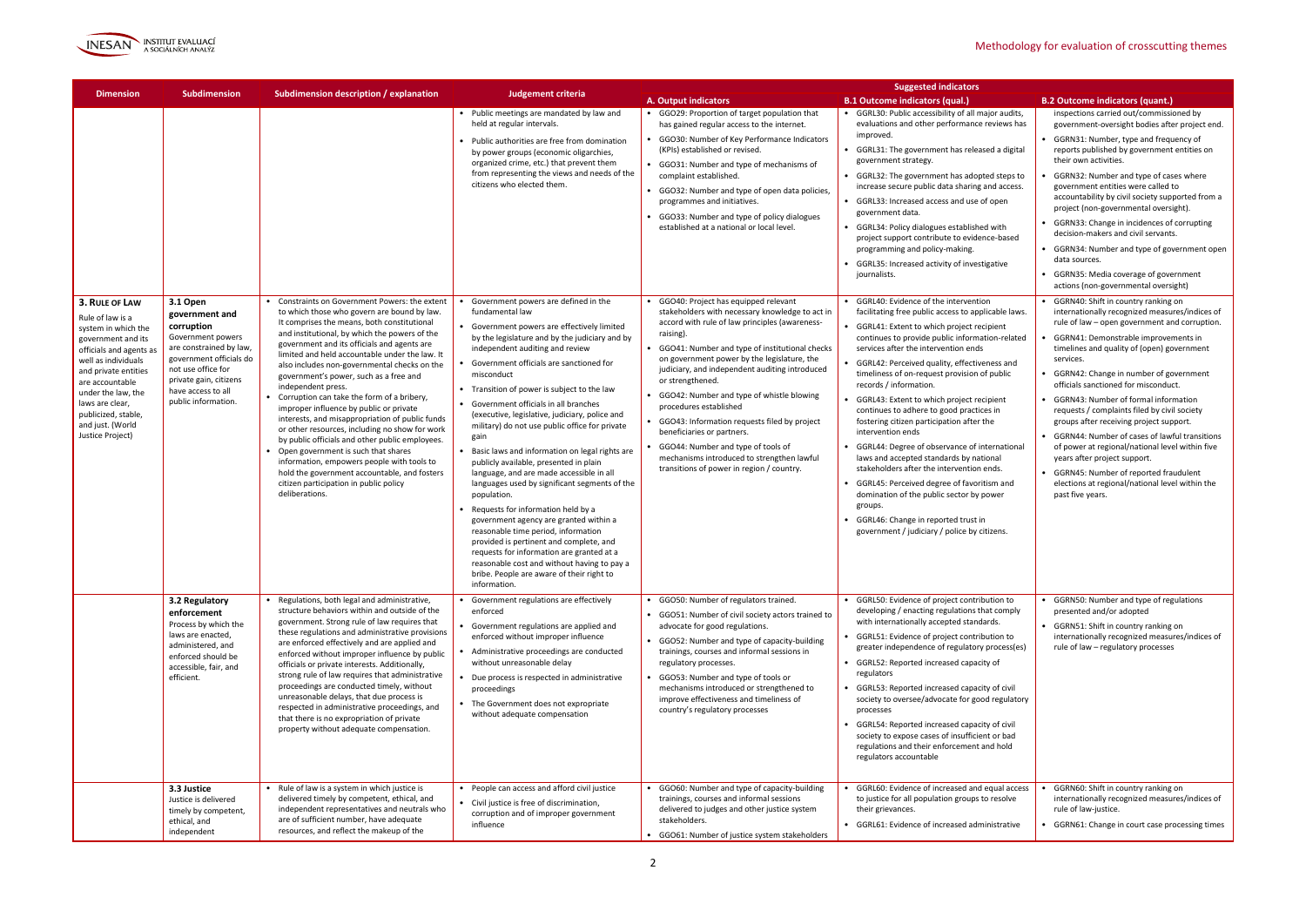| Dimension | Subdimension | Subdimension description / explanation | Judgement criteria | Suggested indicators | | |
|---|---|---|---|---|---|---|
| | | | | A. Output indicators | B.1 Outcome indicators (qual.) | B.2 Outcome indicators (quant.) |
| | | | • Public meetings are mandated by law and held at regular intervals.<br>• Public authorities are free from domination by power groups (economic oligarchies, organized crime, etc.) that prevent them from representing the views and needs of the citizens who elected them. | • GGO29: Proportion of target population that has gained regular access to the internet.<br>• GGO30: Number of Key Performance Indicators (KPIs) established or revised.<br>• GGO31: Number and type of mechanisms of complaint established.<br>• GGO32: Number and type of open data policies, programmes and initiatives.<br>• GGO33: Number and type of policy dialogues established at a national or local level. | • GGRL30: Public accessibility of all major audits, evaluations and other performance reviews has improved.<br>• GGRL31: The government has released a digital government strategy.<br>• GGRL32: The government has adopted steps to increase secure public data sharing and access.<br>• GGRL33: Increased access and use of open government data.<br>• GGRL34: Policy dialogues established with project support contribute to evidence-based programming and policy-making.<br>• GGRL35: Increased activity of investigative journalists. | inspections carried out/commissioned by government-oversight bodies after project end.<br>• GGRN31: Number, type and frequency of reports published by government entities on their own activities.<br>• GGRN32: Number and type of cases where government entities were called to accountability by civil society supported from a project (non-governmental oversight).<br>• GGRN33: Change in incidences of corrupting decision-makers and civil servants.<br>• GGRN34: Number and type of government open data sources.<br>• GGRN35: Media coverage of government actions (non-governmental oversight) |
| **3. RULE OF LAW**<br>Rule of law is a system in which the government and its officials and agents as well as individuals and private entities are accountable under the law, the laws are clear, publicized, stable, and just. (World Justice Project) | **3.1 Open government and corruption**<br>Government powers are constrained by law, government officials do not use office for private gain, citizens have access to all public information. | • Constraints on Government Powers: the extent to which those who govern are bound by law. It comprises the means, both constitutional and institutional, by which the powers of the government and its officials and agents are limited and held accountable under the law. It also includes non-governmental checks on the government's power, such as a free and independent press.<br>• Corruption can take the form of a bribery, improper influence by public or private interests, and misappropriation of public funds or other resources, including no show for work by public officials and other public employees.<br>• Open government is such that shares information, empowers people with tools to hold the government accountable, and fosters citizen participation in public policy deliberations. | • Government powers are defined in the fundamental law<br>• Government powers are effectively limited by the legislature and by the judiciary and by independent auditing and review<br>• Government officials are sanctioned for misconduct<br>• Transition of power is subject to the law<br>• Government officials in all branches (executive, legislative, judiciary, police and military) do not use public office for private gain<br>• Basic laws and information on legal rights are publicly available, presented in plain language, and are made accessible in all languages used by significant segments of the population.<br>• Requests for information held by a government agency are granted within a reasonable time period, information provided is pertinent and complete, and requests for information are granted at a reasonable cost and without having to pay a bribe. People are aware of their right to information. | • GGO40: Project has equipped relevant stakeholders with necessary knowledge to act in accord with rule of law principles (awareness-raising).<br>• GGO41: Number and type of institutional checks on government power by the legislature, the judiciary, and independent auditing introduced or strengthened.<br>• GGO42: Number and type of whistle blowing procedures established<br>• GGO43: Information requests filed by project beneficiaries or partners.<br>• GGO44: Number and type of tools of mechanisms introduced to strengthen lawful transitions of power in region / country. | • GGRL40: Evidence of the intervention facilitating free public access to applicable laws.<br>• GGRL41: Extent to which project recipient continues to provide public information-related services after the intervention ends<br>• GGRL42: Perceived quality, effectiveness and timeliness of on-request provision of public records / information.<br>• GGRL43: Extent to which project recipient continues to adhere to good practices in fostering citizen participation after the intervention ends<br>• GGRL44: Degree of observance of international laws and accepted standards by national stakeholders after the intervention ends.<br>• GGRL45: Perceived degree of favoritism and domination of the public sector by power groups.<br>• GGRL46: Change in reported trust in government / judiciary / police by citizens. | • GGRN40: Shift in country ranking on internationally recognized measures/indices of rule of law – open government and corruption.<br>• GGRN41: Demonstrable improvements in timelines and quality of (open) government services.<br>• GGRN42: Change in number of government officials sanctioned for misconduct.<br>• GGRN43: Number of formal information requests / complaints filed by civil society groups after receiving project support.<br>• GGRN44: Number of cases of lawful transitions of power at regional/national level within five years after project support.<br>• GGRN45: Number of reported fraudulent elections at regional/national level within the past five years. |
| | **3.2 Regulatory enforcement**<br>Process by which the laws are enacted, administered, and enforced should be accessible, fair, and efficient. | • Regulations, both legal and administrative, structure behaviors within and outside of the government. Strong rule of law requires that these regulations and administrative provisions are enforced effectively and are applied and enforced without improper influence by public officials or private interests. Additionally, strong rule of law requires that administrative proceedings are conducted timely, without unreasonable delays, that due process is respected in administrative proceedings, and that there is no expropriation of private property without adequate compensation. | • Government regulations are effectively enforced<br>• Government regulations are applied and enforced without improper influence<br>• Administrative proceedings are conducted without unreasonable delay<br>• Due process is respected in administrative proceedings<br>• The Government does not expropriate without adequate compensation | • GGO50: Number of regulators trained.<br>• GGO51: Number of civil society actors trained to advocate for good regulations.<br>• GGO52: Number and type of capacity-building trainings, courses and informal sessions in regulatory processes.<br>• GGO53: Number and type of tools or mechanisms introduced or strengthened to improve effectiveness and timeliness of country's regulatory processes | • GGRL50: Evidence of project contribution to developing / enacting regulations that comply with internationally accepted standards.<br>• GGRL51: Evidence of project contribution to greater independence of regulatory process(es)<br>• GGRL52: Reported increased capacity of regulators<br>• GGRL53: Reported increased capacity of civil society to oversee/advocate for good regulatory processes<br>• GGRL54: Reported increased capacity of civil society to expose cases of insufficient or bad regulations and their enforcement and hold regulators accountable | • GGRN50: Number and type of regulations presented and/or adopted<br>• GGRN51: Shift in country ranking on internationally recognized measures/indices of rule of law – regulatory processes |
| | **3.3 Justice**<br>Justice is delivered timely by competent, ethical, and independent | • Rule of law is a system in which justice is delivered timely by competent, ethical, and independent representatives and neutrals who are of sufficient number, have adequate resources, and reflect the makeup of the | • People can access and afford civil justice<br>• Civil justice is free of discrimination, corruption and of improper government influence | • GGO60: Number and type of capacity-building trainings, courses and informal sessions delivered to judges and other justice system stakeholders.<br>• GGO61: Number of justice system stakeholders | • GGRL60: Evidence of increased and equal access to justice for all population groups to resolve their grievances.<br>• GGRL61: Evidence of increased administrative | • GGRN60: Shift in country ranking on internationally recognized measures/indices of rule of law-justice.<br>• GGRN61: Change in court case processing times |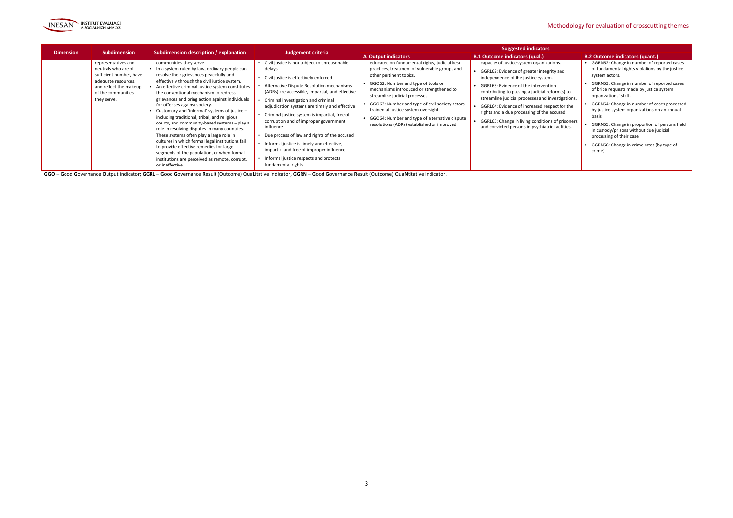| Dimension | Subdimension | Subdimension description / explanation | Judgement criteria | Suggested indicators | | |
|---|---|---|---|---|---|---|
| | | | | A. Output indicators | B.1 Outcome indicators (qual.) | B.2 Outcome indicators (quant.) |
| | representatives and neutrals who are of sufficient number, have adequate resources, and reflect the makeup of the communities they serve. | communities they serve.<br>• In a system ruled by law, ordinary people can resolve their grievances peacefully and effectively through the civil justice system.<br>• An effective criminal justice system constitutes the conventional mechanism to redress grievances and bring action against individuals for offenses against society.<br>• Customary and 'informal' systems of justice – including traditional, tribal, and religious courts, and community-based systems – play a role in resolving disputes in many countries. These systems often play a large role in cultures in which formal legal institutions fail to provide effective remedies for large segments of the population, or when formal institutions are perceived as remote, corrupt, or ineffective. | • Civil justice is not subject to unreasonable delays<br>• Civil justice is effectively enforced<br>• Alternative Dispute Resolution mechanisms (ADRs) are accessible, impartial, and effective<br>• Criminal investigation and criminal adjudication systems are timely and effective<br>• Criminal justice system is impartial, free of corruption and of improper government influence<br>• Due process of law and rights of the accused<br>• Informal justice is timely and effective, impartial and free of improper influence<br>• Informal justice respects and protects fundamental rights | educated on fundamental rights, judicial best practices, treatment of vulnerable groups and other pertinent topics.<br>• GGO62: Number and type of tools or mechanisms introduced or strengthened to streamline judicial processes.<br>• GGO63: Number and type of civil society actors trained at justice system oversight.<br>• GGO64: Number and type of alternative dispute resolutions (ADRs) established or improved. | capacity of justice system organizations.<br>• GGRL62: Evidence of greater integrity and independence of the justice system.<br>• GGRL63: Evidence of the intervention contributing to passing a judicial reform(s) to streamline judicial processes and investigations.<br>• GGRL64: Evidence of increased respect for the rights and a due processing of the accused.<br>• GGRL65: Change in living conditions of prisoners and convicted persons in psychiatric facilities. | • GGRN62: Change in number of reported cases of fundamental rights violations by the justice system actors.<br>• GGRN63: Change in number of reported cases of bribe requests made by justice system organizations' staff.<br>• GGRN64: Change in number of cases processed by justice system organizations on an annual basis<br>• GGRN65: Change in proportion of persons held in custody/prisons without due judicial processing of their case<br>• GGRN66: Change in crime rates (by type of crime) |

**GGO** – **G**ood **G**overnance **O**utput indicator; **GGRL** – **G**ood **G**overnance **R**esult (Outcome) Qua**L**itative indicator, **GGRN** – **G**ood **G**overnance **R**esult (Outcome) Qua**N**titative indicator.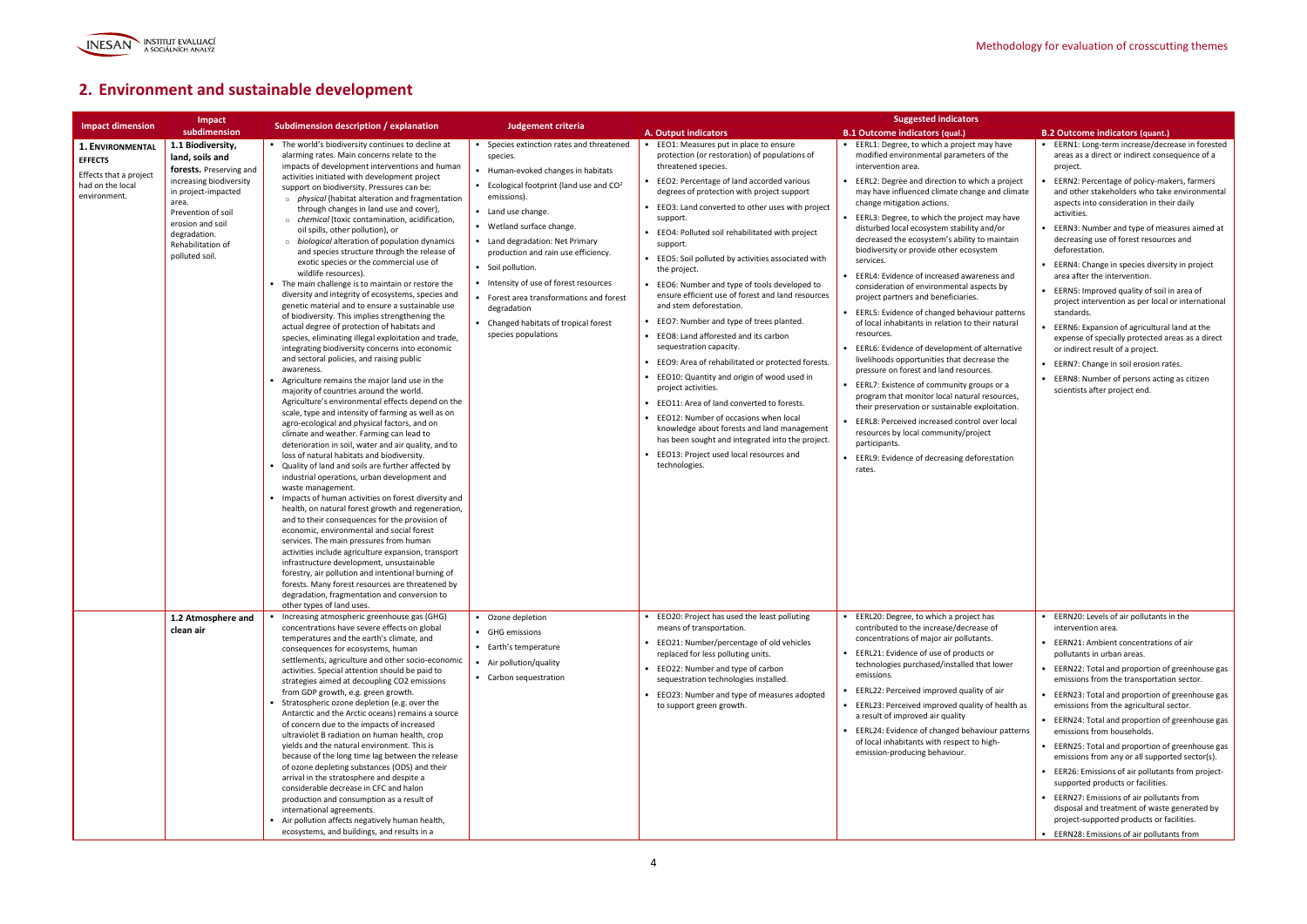## 2. Environment and sustainable development

| Impact dimension | Impact subdimension | Subdimension description / explanation | Judgement criteria | Suggested indicators | | |
|---|---|---|---|---|---|---|
| | | | | **A. Output indicators** | **B.1 Outcome indicators (qual.)** | **B.2 Outcome indicators (quant.)** |
| **1. Environmental effects** Effects that a project had on the local environment. | **1.1 Biodiversity, land, soils and forests.** Preserving and increasing biodiversity in project-impacted area. Prevention of soil erosion and soil degradation. Rehabilitation of polluted soil. | • The world's biodiversity continues to decline at alarming rates. Main concerns relate to the impacts of development interventions and human activities initiated with development project support on biodiversity. Pressures can be: ○ *physical* (habitat alteration and fragmentation through changes in land use and cover), ○ *chemical* (toxic contamination, acidification, oil spills, other pollution), or ○ *biological* alteration of population dynamics and species structure through the release of exotic species or the commercial use of wildlife resources). • The main challenge is to maintain or restore the diversity and integrity of ecosystems, species and genetic material and to ensure a sustainable use of biodiversity. This implies strengthening the actual degree of protection of habitats and species, eliminating illegal exploitation and trade, integrating biodiversity concerns into economic and sectoral policies, and raising public awareness. • Agriculture remains the major land use in the majority of countries around the world. Agriculture's environmental effects depend on the scale, type and intensity of farming as well as on agro-ecological and physical factors, and on climate and weather. Farming can lead to deterioration in soil, water and air quality, and to loss of natural habitats and biodiversity. • Quality of land and soils are further affected by industrial operations, urban development and waste management. • Impacts of human activities on forest diversity and health, on natural forest growth and regeneration, and to their consequences for the provision of economic, environmental and social forest services. The main pressures from human activities include agriculture expansion, transport infrastructure development, unsustainable forestry, air pollution and intentional burning of forests. Many forest resources are threatened by degradation, fragmentation and conversion to other types of land uses. | • Species extinction rates and threatened species. • Human-evoked changes in habitats • Ecological footprint (land use and $CO^2$ emissions). • Land use change. • Wetland surface change. • Land degradation: Net Primary production and rain use efficiency. • Soil pollution. • Intensity of use of forest resources • Forest area transformations and forest degradation • Changed habitats of tropical forest species populations | • EEO1: Measures put in place to ensure protection (or restoration) of populations of threatened species. • EEO2: Percentage of land accorded various degrees of protection with project support • EEO3: Land converted to other uses with project support. • EEO4: Polluted soil rehabilitated with project support. • EEO5: Soil polluted by activities associated with the project. • EEO6: Number and type of tools developed to ensure efficient use of forest and land resources and stem deforestation. • EEO7: Number and type of trees planted. • EEO8: Land afforested and its carbon sequestration capacity. • EEO9: Area of rehabilitated or protected forests. • EEO10: Quantity and origin of wood used in project activities. • EEO11: Area of land converted to forests. • EEO12: Number of occasions when local knowledge about forests and land management has been sought and integrated into the project. • EEO13: Project used local resources and technologies. | • EERL1: Degree, to which a project may have modified environmental parameters of the intervention area. • EERL2: Degree and direction to which a project may have influenced climate change and climate change mitigation actions. • EERL3: Degree, to which the project may have disturbed local ecosystem stability and/or decreased the ecosystem's ability to maintain biodiversity or provide other ecosystem services. • EERL4: Evidence of increased awareness and consideration of environmental aspects by project partners and beneficiaries. • EERL5: Evidence of changed behaviour patterns of local inhabitants in relation to their natural resources. • EERL6: Evidence of development of alternative livelihoods opportunities that decrease the pressure on forest and land resources. • EERL7: Existence of community groups or a program that monitor local natural resources, their preservation or sustainable exploitation. • EERL8: Perceived increased control over local resources by local community/project participants. • EERL9: Evidence of decreasing deforestation rates. | • EERN1: Long-term increase/decrease in forested areas as a direct or indirect consequence of a project. • EERN2: Percentage of policy-makers, farmers and other stakeholders who take environmental aspects into consideration in their daily activities. • EERN3: Number and type of measures aimed at decreasing use of forest resources and deforestation. • EERN4: Change in species diversity in project area after the intervention. • EERN5: Improved quality of soil in area of project intervention as per local or international standards. • EERN6: Expansion of agricultural land at the expense of specially protected areas as a direct or indirect result of a project. • EERN7: Change in soil erosion rates. • EERN8: Number of persons acting as citizen scientists after project end. |
| | **1.2 Atmosphere and clean air** | • Increasing atmospheric greenhouse gas (GHG) concentrations have severe effects on global temperatures and the earth's climate, and consequences for ecosystems, human settlements, agriculture and other socio-economic activities. Special attention should be paid to strategies aimed at decoupling CO2 emissions from GDP growth, e.g. green growth. • Stratospheric ozone depletion (e.g. over the Antarctic and the Arctic oceans) remains a source of concern due to the impacts of increased ultraviolet B radiation on human health, crop yields and the natural environment. This is because of the long time lag between the release of ozone depleting substances (ODS) and their arrival in the stratosphere and despite a considerable decrease in CFC and halon production and consumption as a result of international agreements. • Air pollution affects negatively human health, ecosystems, and buildings, and results in a | • Ozone depletion • GHG emissions • Earth's temperature • Air pollution/quality • Carbon sequestration | • EEO20: Project has used the least polluting means of transportation. • EEO21: Number/percentage of old vehicles replaced for less polluting units. • EEO22: Number and type of carbon sequestration technologies installed. • EEO23: Number and type of measures adopted to support green growth. | • EERL20: Degree, to which a project has contributed to the increase/decrease of concentrations of major air pollutants. • EERL21: Evidence of use of products or technologies purchased/installed that lower emissions. • EERL22: Perceived improved quality of air • EERL23: Perceived improved quality of health as a result of improved air quality • EERL24: Evidence of changed behaviour patterns of local inhabitants with respect to high-emission-producing behaviour. | • EERN20: Levels of air pollutants in the intervention area. • EERN21: Ambient concentrations of air pollutants in urban areas. • EERN22: Total and proportion of greenhouse gas emissions from the transportation sector. • EERN23: Total and proportion of greenhouse gas emissions from the agricultural sector. • EERN24: Total and proportion of greenhouse gas emissions from households. • EERN25: Total and proportion of greenhouse gas emissions from any or all supported sector(s). • EER26: Emissions of air pollutants from project-supported products or facilities. • EERN27: Emissions of air pollutants from disposal and treatment of waste generated by project-supported products or facilities. • EERN28: Emissions of air pollutants from |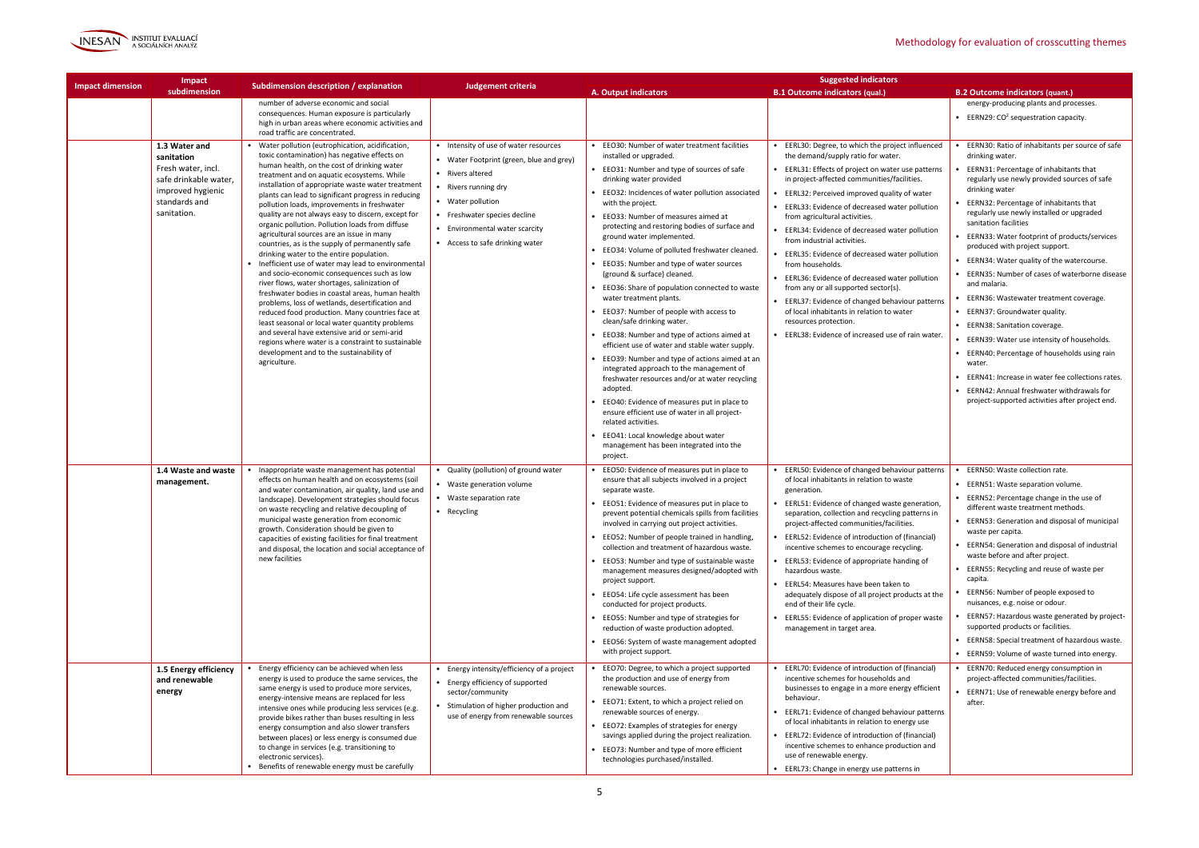| Impact dimension | Impact subdimension | Subdimension description / explanation | Judgement criteria | Suggested indicators | | |
|---|---|---|---|---|---|---|
| | | | | A. Output indicators | B.1 Outcome indicators (qual.) | B.2 Outcome indicators (quant.) |
| | | number of adverse economic and social consequences. Human exposure is particularly high in urban areas where economic activities and road traffic are concentrated. | | | | energy-producing plants and processes.<br>• EERN29: $CO^2$ sequestration capacity. |
| | **1.3 Water and sanitation**<br>Fresh water, incl. safe drinkable water, improved hygienic standards and sanitation. | • Water pollution (eutrophication, acidification, toxic contamination) has negative effects on human health, on the cost of drinking water treatment and on aquatic ecosystems. While installation of appropriate waste water treatment plants can lead to significant progress in reducing pollution loads, improvements in freshwater quality are not always easy to discern, except for organic pollution. Pollution loads from diffuse agricultural sources are an issue in many countries, as is the supply of permanently safe drinking water to the entire population.<br>• Inefficient use of water may lead to environmental and socio-economic consequences such as low river flows, water shortages, salinization of freshwater bodies in coastal areas, human health problems, loss of wetlands, desertification and reduced food production. Many countries face at least seasonal or local water quantity problems and several have extensive arid or semi-arid regions where water is a constraint to sustainable development and to the sustainability of agriculture. | • Intensity of use of water resources<br>• Water Footprint (green, blue and grey)<br>• Rivers altered<br>• Rivers running dry<br>• Water pollution<br>• Freshwater species decline<br>• Environmental water scarcity<br>• Access to safe drinking water | • EEO30: Number of water treatment facilities installed or upgraded.<br>• EEO31: Number and type of sources of safe drinking water provided<br>• EEO32: Incidences of water pollution associated with the project.<br>• EEO33: Number of measures aimed at protecting and restoring bodies of surface and ground water implemented.<br>• EEO34: Volume of polluted freshwater cleaned.<br>• EEO35: Number and type of water sources (ground & surface) cleaned.<br>• EEO36: Share of population connected to waste water treatment plants.<br>• EEO37: Number of people with access to clean/safe drinking water.<br>• EEO38: Number and type of actions aimed at efficient use of water and stable water supply.<br>• EEO39: Number and type of actions aimed at an integrated approach to the management of freshwater resources and/or at water recycling adopted.<br>• EEO40: Evidence of measures put in place to ensure efficient use of water in all project-related activities.<br>• EEO41: Local knowledge about water management has been integrated into the project. | • EERL30: Degree, to which the project influenced the demand/supply ratio for water.<br>• EERL31: Effects of project on water use patterns in project-affected communities/facilities.<br>• EERL32: Perceived improved quality of water<br>• EERL33: Evidence of decreased water pollution from agricultural activities.<br>• EERL34: Evidence of decreased water pollution from industrial activities.<br>• EERL35: Evidence of decreased water pollution from households.<br>• EERL36: Evidence of decreased water pollution from any or all supported sector(s).<br>• EERL37: Evidence of changed behaviour patterns of local inhabitants in relation to water resources protection.<br>• EERL38: Evidence of increased use of rain water. | • EERN30: Ratio of inhabitants per source of safe drinking water.<br>• EERN31: Percentage of inhabitants that regularly use newly provided sources of safe drinking water<br>• EERN32: Percentage of inhabitants that regularly use newly installed or upgraded sanitation facilities<br>• EERN33: Water footprint of products/services produced with project support.<br>• EERN34: Water quality of the watercourse.<br>• EERN35: Number of cases of waterborne disease and malaria.<br>• EERN36: Wastewater treatment coverage.<br>• EERN37: Groundwater quality.<br>• EERN38: Sanitation coverage.<br>• EERN39: Water use intensity of households.<br>• EERN40: Percentage of households using rain water.<br>• EERN41: Increase in water fee collections rates.<br>• EERN42: Annual freshwater withdrawals for project-supported activities after project end. |
| | **1.4 Waste and waste management.** | • Inappropriate waste management has potential effects on human health and on ecosystems (soil and water contamination, air quality, land use and landscape). Development strategies should focus on waste recycling and relative decoupling of municipal waste generation from economic growth. Consideration should be given to capacities of existing facilities for final treatment and disposal, the location and social acceptance of new facilities | • Quality (pollution) of ground water<br>• Waste generation volume<br>• Waste separation rate<br>• Recycling | • EEO50: Evidence of measures put in place to ensure that all subjects involved in a project separate waste.<br>• EEO51: Evidence of measures put in place to prevent potential chemicals spills from facilities involved in carrying out project activities.<br>• EEO52: Number of people trained in handling, collection and treatment of hazardous waste.<br>• EEO53: Number and type of sustainable waste management measures designed/adopted with project support.<br>• EEO54: Life cycle assessment has been conducted for project products.<br>• EEO55: Number and type of strategies for reduction of waste production adopted.<br>• EEO56: System of waste management adopted with project support. | • EERL50: Evidence of changed behaviour patterns of local inhabitants in relation to waste generation.<br>• EERL51: Evidence of changed waste generation, separation, collection and recycling patterns in project-affected communities/facilities.<br>• EERL52: Evidence of introduction of (financial) incentive schemes to encourage recycling.<br>• EERL53: Evidence of appropriate handling of hazardous waste.<br>• EERL54: Measures have been taken to adequately dispose of all project products at the end of their life cycle.<br>• EERL55: Evidence of application of proper waste management in target area. | • EERN50: Waste collection rate.<br>• EERN51: Waste separation volume.<br>• EERN52: Percentage change in the use of different waste treatment methods.<br>• EERN53: Generation and disposal of municipal waste per capita.<br>• EERN54: Generation and disposal of industrial waste before and after project.<br>• EERN55: Recycling and reuse of waste per capita.<br>• EERN56: Number of people exposed to nuisances, e.g. noise or odour.<br>• EERN57: Hazardous waste generated by project-supported products or facilities.<br>• EERN58: Special treatment of hazardous waste.<br>• EERN59: Volume of waste turned into energy. |
| | **1.5 Energy efficiency and renewable energy** | • Energy efficiency can be achieved when less energy is used to produce the same services, the same energy is used to produce more services, energy-intensive means are replaced for less intensive ones while producing less services (e.g. provide bikes rather than buses resulting in less energy consumption and also slower transfers between places) or less energy is consumed due to change in services (e.g. transitioning to electronic services).<br>• Benefits of renewable energy must be carefully | • Energy intensity/efficiency of a project<br>• Energy efficiency of supported sector/community<br>• Stimulation of higher production and use of energy from renewable sources | • EEO70: Degree, to which a project supported the production and use of energy from renewable sources.<br>• EEO71: Extent, to which a project relied on renewable sources of energy.<br>• EEO72: Examples of strategies for energy savings applied during the project realization.<br>• EEO73: Number and type of more efficient technologies purchased/installed. | • EERL70: Evidence of introduction of (financial) incentive schemes for households and businesses to engage in a more energy efficient behaviour.<br>• EERL71: Evidence of changed behaviour patterns of local inhabitants in relation to energy use<br>• EERL72: Evidence of introduction of (financial) incentive schemes to enhance production and use of renewable energy.<br>• EERL73: Change in energy use patterns in | • EERN70: Reduced energy consumption in project-affected communities/facilities.<br>• EERN71: Use of renewable energy before and after. |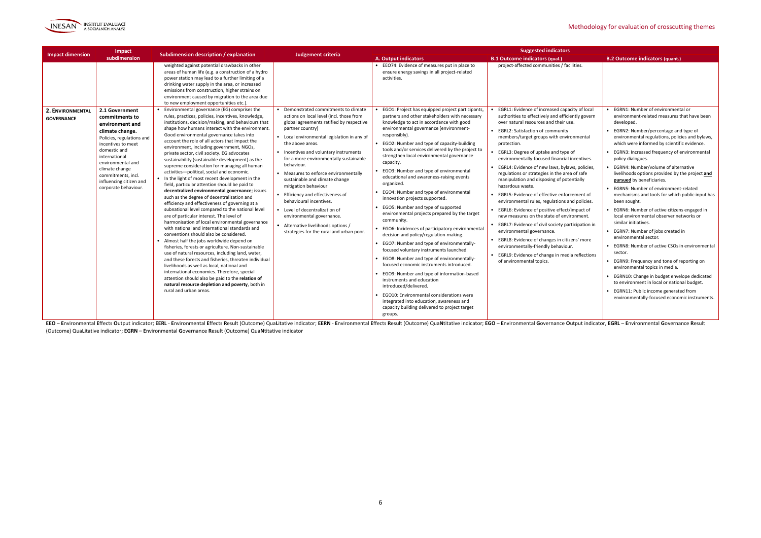| Impact dimension | Impact subdimension | Subdimension description / explanation | Judgement criteria | Suggested indicators | | |
|---|---|---|---|---|---|---|
| | | | | A. Output indicators | B.1 Outcome indicators (qual.) | B.2 Outcome indicators (quant.) |
| | | weighted against potential drawbacks in other areas of human life (e.g. a construction of a hydro power station may lead to a further limiting of a drinking water supply in the area, or increased emissions from construction, higher strains on environment caused by migration to the area due to new employment opportunities etc.). | | • EEO74: Evidence of measures put in place to ensure energy savings in all project-related activities. | project-affected communities / facilities. | |
| **2. ENVIRONMENTAL GOVERNANCE** | **2.1 Government commitments to environment and climate change.** Policies, regulations and incentives to meet domestic and international environmental and climate change commitments, incl. influencing citizen and corporate behaviour. | • Environmental governance (EG) comprises the rules, practices, policies, incentives, knowledge, institutions, decision/making, and behaviours that shape how humans interact with the environment. Good environmental governance takes into account the role of all actors that impact the environment, including government, NGOs, private sector, civil society. EG advocates sustainability (sustainable development) as the supreme consideration for managing all human activities—political, social and economic.<br>• In the light of most recent development in the field, particular attention should be paid to **decentralized environmental governance**; issues such as the degree of decentralization and efficiency and effectiveness of governing at a subnational level compared to the national level are of particular interest. The level of harmonisation of local environmental governance with national and international standards and conventions should also be considered.<br>• Almost half the jobs worldwide depend on fisheries, forests or agriculture. Non-sustainable use of natural resources, including land, water, and these forests and fisheries, threaten individual livelihoods as well as local, national and international economies. Therefore, special attention should also be paid to the **relation of natural resource depletion and poverty**, both in rural and urban areas. | • Demonstrated commitments to climate actions on local level (incl. those from global agreements ratified by respective partner country)<br>• Local environmental legislation in any of the above areas.<br>• Incentives and voluntary instruments for a more environmentally sustainable behaviour.<br>• Measures to enforce environmentally sustainable and climate change mitigation behaviour<br>• Efficiency and effectiveness of behavioural incentives.<br>• Level of decentralization of environmental governance.<br>• Alternative livelihoods options / strategies for the rural and urban poor. | • EGO1: Project has equipped project participants, partners and other stakeholders with necessary knowledge to act in accordance with good environmental governance (environment-responsibly).<br>• EGO2: Number and type of capacity-building tools and/or services delivered by the project to strengthen local environmental governance capacity.<br>• EGO3: Number and type of environmental educational and awareness-raising events organized.<br>• EGO4: Number and type of environmental innovation projects supported.<br>• EGO5: Number and type of supported environmental projects prepared by the target community.<br>• EGO6: Incidences of participatory environmental decision and policy/regulation-making.<br>• EGO7: Number and type of environmentally-focused voluntary instruments launched.<br>• EGO8: Number and type of environmentally-focused economic instruments introduced.<br>• EGO9: Number and type of information-based instruments and education introduced/delivered.<br>• EGO10: Environmental considerations were integrated into education, awareness and capacity building delivered to project target groups. | • EGRL1: Evidence of increased capacity of local authorities to effectively and efficiently govern over natural resources and their use.<br>• EGRL2: Satisfaction of community members/target groups with environmental protection.<br>• EGRL3: Degree of uptake and type of environmentally-focused financial incentives.<br>• EGRL4: Evidence of new laws, bylaws, policies, regulations or strategies in the area of safe manipulation and disposing of potentially hazardous waste.<br>• EGRL5: Evidence of effective enforcement of environmental rules, regulations and policies.<br>• EGRL6: Evidence of positive effect/impact of new measures on the state of environment.<br>• EGRL7: Evidence of civil society participation in environmental governance.<br>• EGRL8: Evidence of changes in citizens' more environmentally-friendly behaviour.<br>• EGRL9: Evidence of change in media reflections of environmental topics. | • EGRN1: Number of environmental or environment-related measures that have been developed.<br>• EGRN2: Number/percentage and type of environmental regulations, policies and bylaws, which were informed by scientific evidence.<br>• EGRN3: Increased frequency of environmental policy dialogues.<br>• EGRN4: Number/volume of alternative livelihoods options provided by the project **and pursued** by beneficiaries.<br>• EGRN5: Number of environment-related mechanisms and tools for which public input has been sought.<br>• EGRN6: Number of active citizens engaged in local environmental observer networks or similar initiatives.<br>• EGRN7: Number of jobs created in environmental sector.<br>• EGRN8: Number of active CSOs in environmental sector.<br>• EGRN9: Frequency and tone of reporting on environmental topics in media.<br>• EGRN10: Change in budget envelope dedicated to environment in local or national budget.<br>• EGRN11: Public income generated from environmentally-focused economic instruments. |

**EEO** – **E**nvironmental **E**ffects **O**utput indicator; **EERL** - **E**nvironmental **E**ffects **R**esult (Outcome) Qua**L**itative indicator; **EERN** - **E**nvironmental **E**ffects **R**esult (Outcome) Qua**N**titative indicator; **EGO** – **E**nvironmental **G**overnance **O**utput indicator, **EGRL** – **E**nvironmental **G**overnance **R**esult (Outcome) Qua**L**itative indicator; **EGRN** – **E**nvironmental **G**overnance **R**esult (Outcome) Qua**N**titative indicator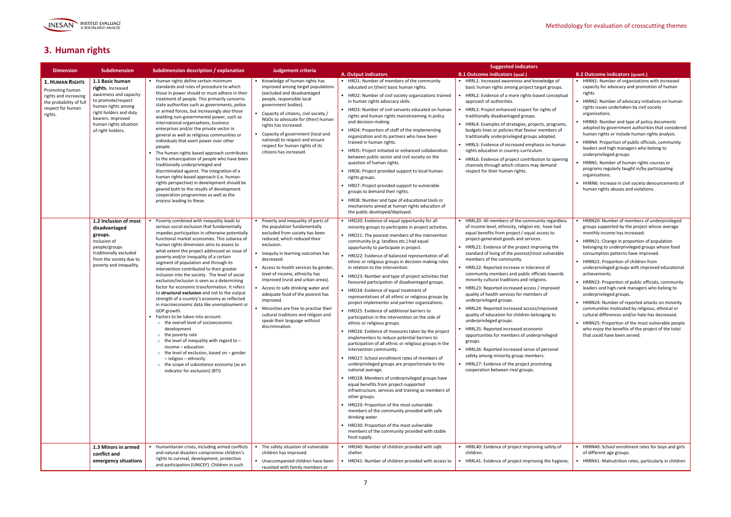## 3. Human rights

| Dimension | Subdimension | Subdimension description / explanation | Judgement criteria | Suggested indicators | | |
|---|---|---|---|---|---|---|
| | | | | A. Output indicators | B.1 Outcome indicators (qual.) | B.2 Outcome indicators (quant.) |
| **1. HUMAN RIGHTS** Promoting human rights and increasing the probability of full respect for human rights. | **1.1 Basic human rights.** Increased awareness and capacity to promote/respect human rights among right holders and duty bearers. Improved human rights situation of right holders. | • Human rights define certain minimum standards and rules of procedure to which those in power should or must adhere in their treatment of people. This primarily concerns state authorities such as governments, police or armed forces, but increasingly also those wielding non-governmental power, such as international organisations, business enterprises and/or the private sector in general as well as religious communities or individuals that exert power over other people.<br>• The human rights based approach contributes to the emancipation of people who have been traditionally underprivileged and discriminated against. The integration of a human rights perspective) in development should be geared both to the *results* of development cooperation programmes as well as the *process* leading to these. | • Knowledge of human rights has improved among target populations (excluded and disadvantaged people, responsible local government bodies).<br>• Capacity of citizens, civil society / NGOs to advocate for (their) human rights has increased.<br>• Capacity of government (local and national) to respect and ensure respect for human rights of its citizens has increased. | • HRO1: Number of members of the community educated on (their) basic human rights.<br>• HRO2: Number of civil society organizations trained in human rights advocacy skills.<br>• HRO3: Number of civil servants educated on human rights and human rights mainstreaming in policy and decision-making.<br>• HRO4: Proportion of staff of the implementing organization and its partners who have been trained in human rights.<br>• HRO5: Project initiated or enhanced collaboration between public sector and civil society on the question of human rights.<br>• HRO6: Project provided support to local human rights groups.<br>• HRO7: Project provided support to vulnerable groups to demand their rights.<br>• HRO8: Number and type of educational tools or mechanisms aimed at human rights education of the public developed/deployed. | • HRRL1: Increased awareness and knowledge of basic human rights among project target groups.<br>• HRRL2: Evidence of a more rights-based conceptual approach of authorities.<br>• HRRL3: Project enhanced respect for rights of traditionally disadvantaged groups.<br>• HRRL4: Examples of strategies, projects, programs, budgets lines or policies that favour members of traditionally underprivileged groups adopted.<br>• HRRL5: Evidence of increased emphasis on human rights education in country curriculum.<br>• HRRL6: Evidence of project contribution to opening channels through which citizens may demand respect for their human rights. | • HRRN1: Number of organizations with increased capacity for advocacy and promotion of human rights.<br>• HRRN2: Number of advocacy initiatives on human rights issues undertaken by civil society organizations.<br>• HRRN3: Number and type of policy documents adopted by government authorities that considered human rights or include human rights analysis.<br>• HRRN4: Proportion of public officials, community leaders and high managers who belong to underprivileged groups.<br>• HRRN5: Number of human rights courses or programs regularly taught in/by participating organizations.<br>• HHRN6: Increase in civil society denouncements of human rights abuses and violations. |
| | **1.2 Inclusion of most disadvantaged groups.** Inclusion of people/groups traditionally excluded from the society due to poverty and inequality. | • Poverty combined with inequality leads to serious social exclusion that fundamentally impedes participation in otherwise potentially functional market economies. This subarea of human rights dimension aims to assess to what extent the project addressed an issue of poverty and/or inequality of a certain segment of population and through its intervention contributed to their greater inclusion into the society. The level of social exclusion/inclusion is seen as a determining factor for economic transformation. It refers to **structural exclusion** and not to the output strength of a country's economy as reflected in macroeconomic data like unemployment or GDP growth.<br>• Factors to be taken into account:<br>  ○ the overall level of socioeconomic development<br>  ○ the poverty rate<br>  ○ the level of inequality with regard to – income – education<br>  ○ the level of exclusion, based on – gender – religion – ethnicity<br>  ○ the scope of subsistence economy (as an indicator for exclusion) (BTI) | • Poverty and inequality of parts of the population fundamentally excluded from society has been reduced, which reduced their exclusion.<br>• Inequity in learning outcomes has decreased.<br>• Access to health services by gender, level of income, ethnicity has improved (rural and urban areas).<br>• Access to safe drinking water and adequate food of the poorest has improved.<br>• Minorities are free to practise their cultural traditions and religion and speak their language without discrimination. | • HRO20: Evidence of equal opportunity for all minority groups to participate in project activities.<br>• HRO21: The poorest members of the intervention community (e.g. landless etc.) had equal opportunity to participate in project.<br>• HRO22: Evidence of balanced representation of all ethnic or religious groups in decision-making roles in relation to the intervention.<br>• HRO23: Number and type of project activities that favoured participation of disadvantaged groups.<br>• HRO24: Evidence of equal treatment of representatives of all ethnic or religious groups by project implementer and partner organizations.<br>• HRO25: Evidence of additional barriers to participation in the intervention on the side of ethnic or religious groups.<br>• HRO26: Evidence of measures taken by the project implementers to reduce potential barriers to participation of all ethnic or religious groups in the intervention community.<br>• HRO27: School enrollment rates of members of underprivileged groups are proportionate to the national average.<br>• HRO28: Members of underprivileged groups have equal benefits from project-supported infrastructure, services and training as members of other groups.<br>• HRO29: Proportion of the most vulnerable members of the community provided with safe drinking water.<br>• HRO30: Proportion of the most vulnerable members of the community provided with stable food supply. | • HRRL20: All members of the community regardless of income level, ethnicity, religion etc. have had equal benefits from project / equal access to project-generated goods and services.<br>• HRRL21: Evidence of the project improving the standard of living of the poorest/most vulnerable members of the community.<br>• HRRL22: Reported increase in tolerance of community members and public officials towards minority cultural traditions and religions.<br>• HRRL23: Reported increased access / improved quality of health services for members of underprivileged groups.<br>• HRRL24: Reported increased access/improved quality of education for children belonging to underprivileged groups.<br>• HRRL25: Reported increased economic opportunities for members of underprivileged groups.<br>• HRRL26: Reported increased sense of personal safety among minority group members.<br>• HRRL27: Evidence of the project promoting cooperation between rival groups. | • HRRN20: Number of members of underprivileged groups supported by the project whose average monthly income has increased.<br>• HRRN21: Change in proportion of population belonging to underprivileged groups whose food consumption patterns have improved.<br>• HRRN22: Proportion of children from underprivileged groups with improved educational achievements.<br>• HRRN23: Proportion of public officials, community leaders and high-rank managers who belong to underprivileged groups.<br>• HRRN24: Number of reported attacks on minority communities motivated by religious, ethnical or cultural differences and/or hate has decreased.<br>• HRRN25: Proportion of the most vulnerable people who enjoy the benefits of the project of the total that could have been served. |
| | **1.3 Minors in armed conflict and emergency situations** | • Humanitarian crises, including armed conflicts and natural disasters compromise children's rights to survival, development, protection and participation (UNICEF). Children in such | • The safety situation of vulnerable children has improved.<br>• Unaccompanied children have been reunited with family members or | • HRO40: Number of children provided with *safe* shelter.<br>• HRO41: Number of children provided with access to | • HRRL40: Evidence of project improving safety of children.<br>• HRRL41: Evidence of project improving the hygiene, | • HRRN40: School enrollment rates for boys and girls of different age groups.<br>• HRRN41: Malnutrition rates, particularly in children |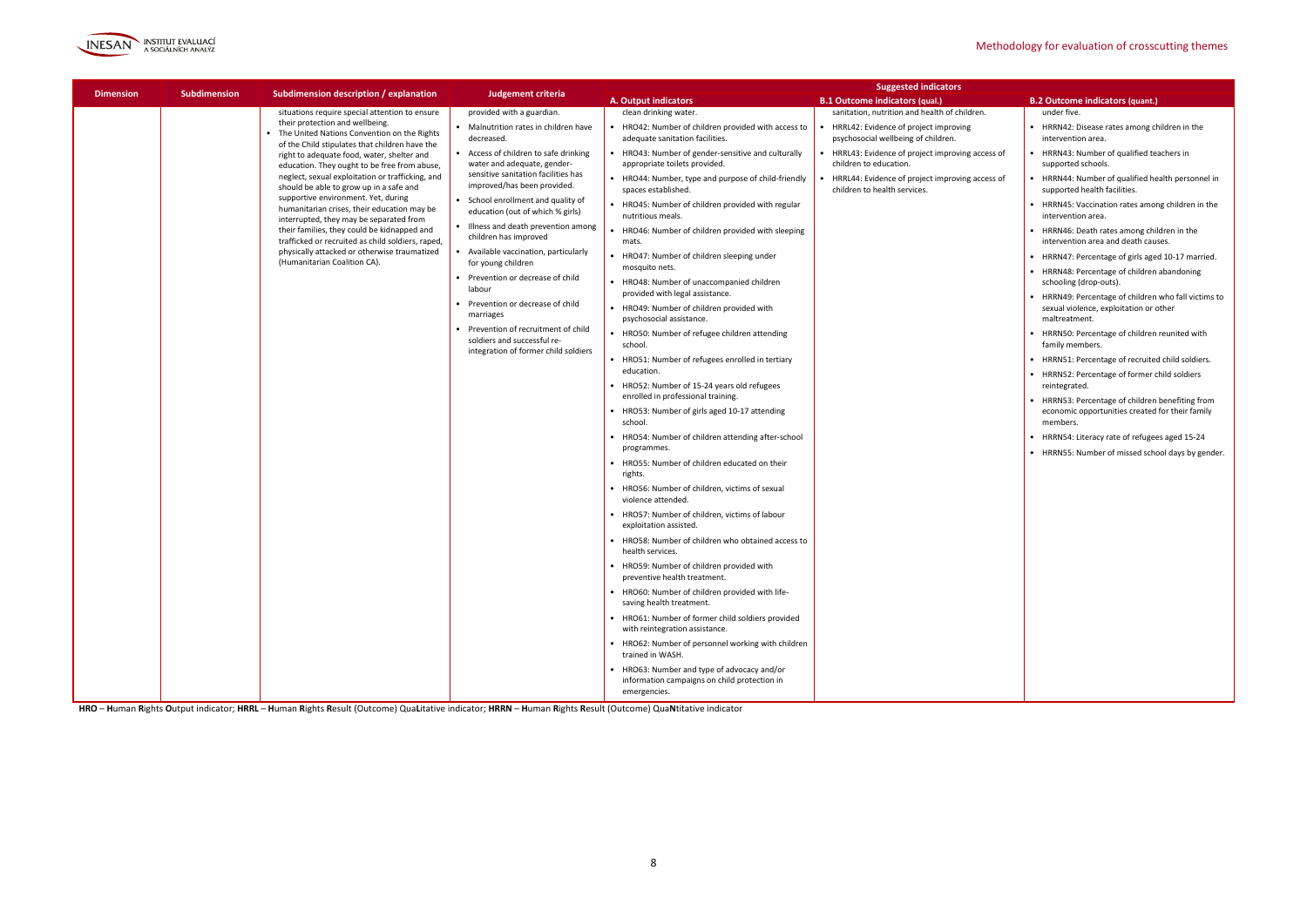| Dimension | Subdimension | Subdimension description / explanation | Judgement criteria | Suggested indicators | | |
|---|---|---|---|---|---|---|
| | | | | A. Output indicators | B.1 Outcome indicators (qual.) | B.2 Outcome indicators (quant.) |
| | | situations require special attention to ensure their protection and wellbeing.<br>• The United Nations Convention on the Rights of the Child stipulates that children have the right to adequate food, water, shelter and education. They ought to be free from abuse, neglect, sexual exploitation or trafficking, and should be able to grow up in a safe and supportive environment. Yet, during humanitarian crises, their education may be interrupted, they may be separated from their families, they could be kidnapped and trafficked or recruited as child soldiers, raped, physically attacked or otherwise traumatized (Humanitarian Coalition CA). | provided with a guardian.<br>• Malnutrition rates in children have decreased.<br>• Access of children to safe drinking water and adequate, gender-sensitive sanitation facilities has improved/has been provided.<br>• School enrollment and quality of education (out of which % girls)<br>• Illness and death prevention among children has improved<br>• Available vaccination, particularly for young children<br>• Prevention or decrease of child labour<br>• Prevention or decrease of child marriages<br>• Prevention of recruitment of child soldiers and successful re-integration of former child soldiers | clean drinking water.<br>• HRO42: Number of children provided with access to adequate sanitation facilities.<br>• HRO43: Number of gender-sensitive and culturally appropriate toilets provided.<br>• HRO44: Number, type and purpose of child-friendly spaces established.<br>• HRO45: Number of children provided with regular nutritious meals.<br>• HRO46: Number of children provided with sleeping mats.<br>• HRO47: Number of children sleeping under mosquito nets.<br>• HRO48: Number of unaccompanied children provided with legal assistance.<br>• HRO49: Number of children provided with psychosocial assistance.<br>• HRO50: Number of refugee children attending school.<br>• HRO51: Number of refugees enrolled in tertiary education.<br>• HRO52: Number of 15-24 years old refugees enrolled in professional training.<br>• HRO53: Number of girls aged 10-17 attending school.<br>• HRO54: Number of children attending after-school programmes.<br>• HRO55: Number of children educated on their rights.<br>• HRO56: Number of children, victims of sexual violence attended.<br>• HRO57: Number of children, victims of labour exploitation assisted.<br>• HRO58: Number of children who obtained access to health services.<br>• HRO59: Number of children provided with preventive health treatment.<br>• HRO60: Number of children provided with life-saving health treatment.<br>• HRO61: Number of former child soldiers provided with reintegration assistance.<br>• HRO62: Number of personnel working with children trained in WASH.<br>• HRO63: Number and type of advocacy and/or information campaigns on child protection in emergencies. | sanitation, nutrition and health of children.<br>• HRRL42: Evidence of project improving psychosocial wellbeing of children.<br>• HRRL43: Evidence of project improving access of children to education.<br>• HRRL44: Evidence of project improving access of children to health services. | under five.<br>• HRRN42: Disease rates among children in the intervention area.<br>• HRRN43: Number of qualified teachers in supported schools.<br>• HRRN44: Number of qualified health personnel in supported health facilities.<br>• HRRN45: Vaccination rates among children in the intervention area.<br>• HRRN46: Death rates among children in the intervention area and death causes.<br>• HRRN47: Percentage of girls aged 10-17 married.<br>• HRRN48: Percentage of children abandoning schooling (drop-outs).<br>• HRRN49: Percentage of children who fall victims to sexual violence, exploitation or other maltreatment.<br>• HRRN50: Percentage of children reunited with family members.<br>• HRRN51: Percentage of recruited child soldiers.<br>• HRRN52: Percentage of former child soldiers reintegrated.<br>• HRRN53: Percentage of children benefiting from economic opportunities created for their family members.<br>• HRRN54: Literacy rate of refugees aged 15-24<br>• HRRN55: Number of missed school days by gender. |

**HRO** – **H**uman **R**ights **O**utput indicator; **HRRL** – **H**uman **R**ights **R**esult (Outcome) Qua**L**itative indicator; **HRRN** – **H**uman **R**ights **R**esult (Outcome) Qua**N**titative indicator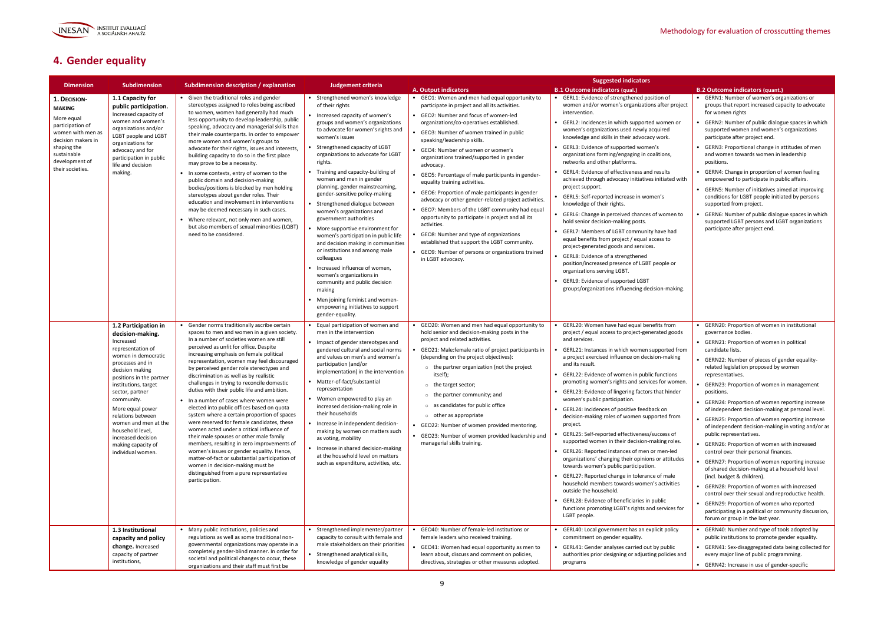## 4. Gender equality

| Dimension | Subdimension | Subdimension description / explanation | Judgement criteria | Suggested indicators | | |
|---|---|---|---|---|---|---|
| | | | | **A. Output indicators** | **B.1 Outcome indicators (qual.)** | **B.2 Outcome indicators (quant.)** |
| **1. Decision-making** More equal participation of women with men as decision makers in shaping the sustainable development of their societies. | **1.1 Capacity for public participation.** Increased capacity of women and women's organizations and/or LGBT people and LGBT organizations for advocacy and for participation in public life and decision making. | • Given the traditional roles and gender stereotypes assigned to roles being ascribed to women, women had generally had much less opportunity to develop leadership, public speaking, advocacy and managerial skills than their male counterparts. In order to empower more women and women's groups to advocate for their rights, issues and interests, building capacity to do so in the first place may prove to be a necessity.<br>• In some contexts, entry of women to the public domain and decision-making bodies/positions is blocked by men holding stereotypes about gender roles. Their education and involvement in interventions may be deemed necessary in such cases.<br>• Where relevant, not only men and women, but also members of sexual minorities (LQBT) need to be considered. | • Strengthened women's knowledge of their rights<br>• Increased capacity of women's groups and women's organizations to advocate for women's rights and women's issues<br>• Strengthened capacity of LGBT organizations to advocate for LGBT rights.<br>• Training and capacity-building of women and men in gender planning, gender mainstreaming, gender-sensitive policy-making<br>• Strengthened dialogue between women's organizations and government authorities<br>• More supportive environment for women's participation in public life and decision making in communities or institutions and among male colleagues<br>• Increased influence of women, women's organizations in community and public decision making<br>• Men joining feminist and women-empowering initiatives to support gender-equality. | • GEO1: Women and men had equal opportunity to participate in project and all its activities.<br>• GEO2: Number and focus of women-led organizations/co-operatives established.<br>• GEO3: Number of women trained in public speaking/leadership skills.<br>• GEO4: Number of women or women's organizations trained/supported in gender advocacy.<br>• GEO5: Percentage of male participants in gender-equality training activities.<br>• GEO6: Proportion of male participants in gender advocacy or other gender-related project activities.<br>• GEO7: Members of the LGBT community had equal opportunity to participate in project and all its activities.<br>• GEO8: Number and type of organizations established that support the LGBT community.<br>• GEO9: Number of persons or organizations trained in LGBT advocacy. | • GERL1: Evidence of strengthened position of women and/or women's organizations after project intervention.<br>• GERL2: Incidences in which supported women or women's organizations used newly acquired knowledge and skills in their advocacy work.<br>• GERL3: Evidence of supported women's organizations forming/engaging in coalitions, networks and other platforms.<br>• GERL4: Evidence of effectiveness and results achieved through advocacy initiatives initiated with project support.<br>• GERL5: Self-reported increase in women's knowledge of their rights.<br>• GERL6: Change in perceived chances of women to hold senior decision-making posts.<br>• GERL7: Members of LGBT community have had equal benefits from project / equal access to project-generated goods and services.<br>• GERL8: Evidence of a strengthened position/increased presence of LGBT people or organizations serving LGBT.<br>• GERL9: Evidence of supported LGBT groups/organizations influencing decision-making. | • GERN1: Number of women's organizations or groups that report increased capacity to advocate for women rights<br>• GERN2: Number of public dialogue spaces in which supported women and women's organizations participate after project end.<br>• GERN3: Proportional change in attitudes of men and women towards women in leadership positions.<br>• GERN4: Change in proportion of women feeling empowered to participate in public affairs.<br>• GERN5: Number of initiatives aimed at improving conditions for LGBT people initiated by persons supported from project.<br>• GERN6: Number of public dialogue spaces in which supported LGBT persons and LGBT organizations participate after project end. |
| | **1.2 Participation in decision-making.** Increased representation of women in democratic processes and in decision making positions in the partner institutions, target sector, partner community. More equal power relations between women and men at the household level, increased decision making capacity of individual women. | • Gender norms traditionally ascribe certain spaces to men and women in a given society. In a number of societies women are still perceived as unfit for office. Despite increasing emphasis on female political representation, women may feel discouraged by perceived gender role stereotypes and discrimination as well as by realistic challenges in trying to reconcile domestic duties with their public life and ambition.<br>• In a number of cases where women were elected into public offices based on quota system where a certain proportion of spaces were reserved for female candidates, these women acted under a critical influence of their male spouses or other male family members, resulting in zero improvements of women's issues or gender equality. Hence, matter-of-fact or substantial participation of women in decision-making must be distinguished from a pure representative participation. | • Equal participation of women and men in the intervention<br>• Impact of gender stereotypes and gendered cultural and social norms and values on men's and women's participation (and/or implementation) in the intervention<br>• Matter-of-fact/substantial representation<br>• Women empowered to play an increased decision-making role in their households<br>• Increase in independent decision-making by women on matters such as voting, mobility<br>• Increase in shared decision-making at the household level on matters such as expenditure, activities, etc. | • GEO20: Women and men had equal opportunity to hold senior and decision-making posts in the project and related activities.<br>• GEO21: Male:female ratio of project participants in (depending on the project objectives):<br>&nbsp;&nbsp;○ the partner organization (not the project itself);<br>&nbsp;&nbsp;○ the target sector;<br>&nbsp;&nbsp;○ the partner community; and<br>&nbsp;&nbsp;○ as candidates for public office<br>&nbsp;&nbsp;○ other as appropriate<br>• GEO22: Number of women provided mentoring.<br>• GEO23: Number of women provided leadership and managerial skills training. | • GERL20: Women have had equal benefits from project / equal access to project-generated goods and services.<br>• GERL21: Instances in which women supported from a project exercised influence on decision-making and its result.<br>• GERL22: Evidence of women in public functions promoting women's rights and services for women.<br>• GERL23: Evidence of lingering factors that hinder women's public participation.<br>• GERL24: Incidences of positive feedback on decision-making roles of women supported from project.<br>• GERL25: Self-reported effectiveness/success of supported women in their decision-making roles.<br>• GERL26: Reported instances of men or men-led organizations' changing their opinions or attitudes towards women's public participation.<br>• GERL27: Reported change in tolerance of male household members towards women's activities outside the household.<br>• GERL28: Evidence of beneficiaries in public functions promoting LGBT's rights and services for LGBT people. | • GERN20: Proportion of women in institutional governance bodies.<br>• GERN21: Proportion of women in political candidate lists.<br>• GERN22: Number of pieces of gender equality-related legislation proposed by women representatives.<br>• GERN23: Proportion of women in management positions.<br>• GERN24: Proportion of women reporting increase of independent decision-making at personal level.<br>• GERN25: Proportion of women reporting increase of independent decision-making in voting and/or as public representatives.<br>• GERN26: Proportion of women with increased control over their personal finances.<br>• GERN27: Proportion of women reporting increase of shared decision-making at a household level (incl. budget & children).<br>• GERN28: Proportion of women with increased control over their sexual and reproductive health.<br>• GERN29: Proportion of women who reported participating in a political or community discussion, forum or group in the last year. |
| | **1.3 Institutional capacity and policy change.** Increased capacity of partner institutions, | • Many public institutions, policies and regulations as well as some traditional non-governmental organizations may operate in a completely gender-blind manner. In order for societal and political changes to occur, these organizations and their staff must first be | • Strengthened implementer/partner capacity to consult with female and male stakeholders on their priorities<br>• Strengthened analytical skills, knowledge of gender equality | • GEO40: Number of female-led institutions or female leaders who received training.<br>• GEO41: Women had equal opportunity as men to learn about, discuss and comment on policies, directives, strategies or other measures adopted. | • GERL40: Local government has an explicit policy commitment on gender equality.<br>• GERL41: Gender analyses carried out by public authorities prior designing or adjusting policies and programs | • GERN40: Number and type of tools adopted by public institutions to promote gender equality.<br>• GERN41: Sex-disaggregated data being collected for every major line of public programming.<br>• GERN42: Increase in use of gender-specific |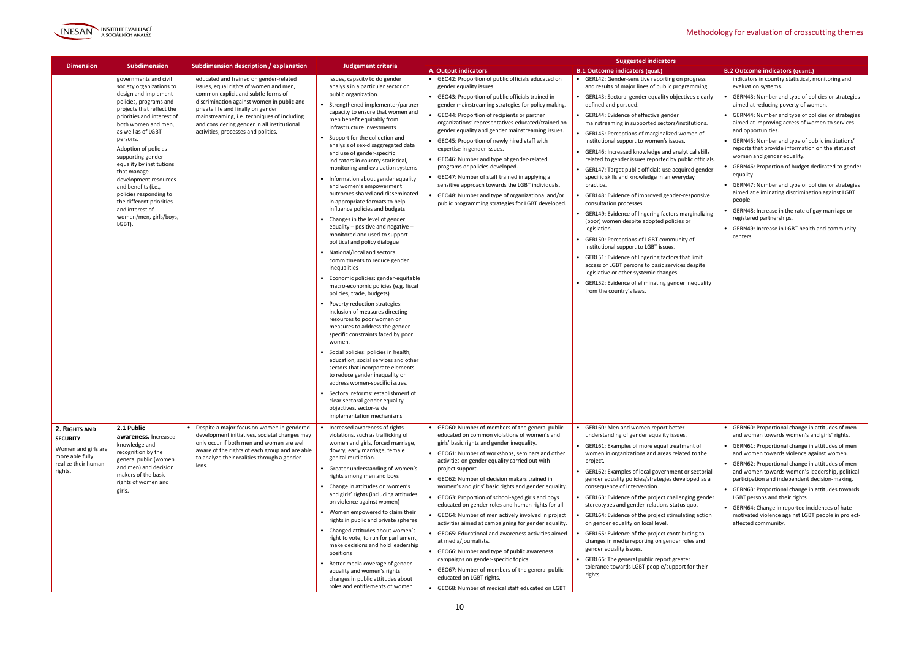| Dimension | Subdimension | Subdimension description / explanation | Judgement criteria | Suggested indicators | | |
|---|---|---|---|---|---|---|
| | | | | **A. Output indicators** | **B.1 Outcome indicators (qual.)** | **B.2 Outcome indicators (quant.)** |
| | governments and civil society organizations to design and implement policies, programs and projects that reflect the priorities and interest of both women and men, as well as of LGBT persons.<br><br>Adoption of policies supporting gender equality by institutions that manage development resources and benefits (i.e., policies responding to the different priorities and interest of women/men, girls/boys, LGBT). | educated and trained on gender-related issues, equal rights of women and men, common explicit and subtle forms of discrimination against women in public and private life and finally on gender mainstreaming, i.e. techniques of including and considering gender in all institutional activities, processes and politics. | issues, capacity to do gender analysis in a particular sector or public organization.<br>• Strengthened implementer/partner capacity to ensure that women and men benefit equitably from infrastructure investments<br>• Support for the collection and analysis of sex-disaggregated data and use of gender-specific indicators in country statistical, monitoring and evaluation systems<br>• Information about gender equality and women's empowerment outcomes shared and disseminated in appropriate formats to help influence policies and budgets<br>• Changes in the level of gender equality – positive and negative – monitored and used to support political and policy dialogue<br>• National/local and sectoral commitments to reduce gender inequalities<br>• Economic policies: gender-equitable macro-economic policies (e.g. fiscal policies, trade, budgets)<br>• Poverty reduction strategies: inclusion of measures directing resources to poor women or measures to address the gender-specific constraints faced by poor women.<br>• Social policies: policies in health, education, social services and other sectors that incorporate elements to reduce gender inequality or address women-specific issues.<br>• Sectoral reforms: establishment of clear sectoral gender equality objectives, sector-wide implementation mechanisms | • GEO42: Proportion of public officials educated on gender equality issues.<br>• GEO43: Proportion of public officials trained in gender mainstreaming strategies for policy making.<br>• GEO44: Proportion of recipients or partner organizations' representatives educated/trained on gender equality and gender mainstreaming issues.<br>• GEO45: Proportion of newly hired staff with expertise in gender issues.<br>• GEO46: Number and type of gender-related programs or policies developed.<br>• GEO47: Number of staff trained in applying a sensitive approach towards the LGBT individuals.<br>• GEO48: Number and type of organizational and/or public programming strategies for LGBT developed. | • GERL42: Gender-sensitive reporting on progress and results of major lines of public programming.<br>• GERL43: Sectoral gender equality objectives clearly defined and pursued.<br>• GERL44: Evidence of effective gender mainstreaming in supported sectors/institutions.<br>• GERL45: Perceptions of marginalized women of institutional support to women's issues.<br>• GERL46: Increased knowledge and analytical skills related to gender issues reported by public officials.<br>• GERL47: Target public officials use acquired gender-specific skills and knowledge in an everyday practice.<br>• GERL48: Evidence of improved gender-responsive consultation processes.<br>• GERL49: Evidence of lingering factors marginalizing (poor) women despite adopted policies or legislation.<br>• GERL50: Perceptions of LGBT community of institutional support to LGBT issues.<br>• GERL51: Evidence of lingering factors that limit access of LGBT persons to basic services despite legislative or other systemic changes.<br>• GERL52: Evidence of eliminating gender inequality from the country's laws. | indicators in country statistical, monitoring and evaluation systems.<br>• GERN43: Number and type of policies or strategies aimed at reducing poverty of women.<br>• GERN44: Number and type of policies or strategies aimed at improving access of women to services and opportunities.<br>• GERN45: Number and type of public institutions' reports that provide information on the status of women and gender equality.<br>• GERN46: Proportion of budget dedicated to gender equality.<br>• GERN47: Number and type of policies or strategies aimed at eliminating discrimination against LGBT people.<br>• GERN48: Increase in the rate of gay marriage or registered partnerships.<br>• GERN49: Increase in LGBT health and community centers. |
| **2. Rights and security**<br><br>Women and girls are more able fully realize their human rights. | **2.1 Public awareness.** Increased knowledge and recognition by the general public (women and men) and decision makers of the basic rights of women and girls. | • Despite a major focus on women in gendered development initiatives, societal changes may only occur if both men and women are well aware of the rights of each group and are able to analyze their realities through a gender lens. | • Increased awareness of rights violations, such as trafficking of women and girls, forced marriage, dowry, early marriage, female genital mutilation.<br>• Greater understanding of women's rights among men and boys<br>• Change in attitudes on women's and girls' rights (including attitudes on violence against women)<br>• Women empowered to claim their rights in public and private spheres<br>• Changed attitudes about women's right to vote, to run for parliament, make decisions and hold leadership positions<br>• Better media coverage of gender equality and women's rights changes in public attitudes about roles and entitlements of women | • GEO60: Number of members of the general public educated on common violations of women's and girls' basic rights and gender inequality.<br>• GEO61: Number of workshops, seminars and other activities on gender equality carried out with project support.<br>• GEO62: Number of decision makers trained in women's and girls' basic rights and gender equality.<br>• GEO63: Proportion of school-aged girls and boys educated on gender roles and human rights for all<br>• GEO64: Number of men actively involved in project activities aimed at campaigning for gender equality.<br>• GEO65: Educational and awareness activities aimed at media/journalists.<br>• GEO66: Number and type of public awareness campaigns on gender-specific topics.<br>• GEO67: Number of members of the general public educated on LGBT rights.<br>• GEO68: Number of medical staff educated on LGBT | • GERL60: Men and women report better understanding of gender equality issues.<br>• GERL61: Examples of more equal treatment of women in organizations and areas related to the project.<br>• GERL62: Examples of local government or sectorial gender equality policies/strategies developed as a consequence of intervention.<br>• GERL63: Evidence of the project challenging gender stereotypes and gender-relations status quo.<br>• GERL64: Evidence of the project stimulating action on gender equality on local level.<br>• GERL65: Evidence of the project contributing to changes in media reporting on gender roles and gender equality issues.<br>• GERL66: The general public report greater tolerance towards LGBT people/support for their rights | • GERN60: Proportional change in attitudes of men and women towards women's and girls' rights.<br>• GERN61: Proportional change in attitudes of men and women towards violence against women.<br>• GERN62: Proportional change in attitudes of men and women towards women's leadership, political participation and independent decision-making.<br>• GERN63: Proportional change in attitudes towards LGBT persons and their rights.<br>• GERN64: Change in reported incidences of hate-motivated violence against LGBT people in project-affected community. |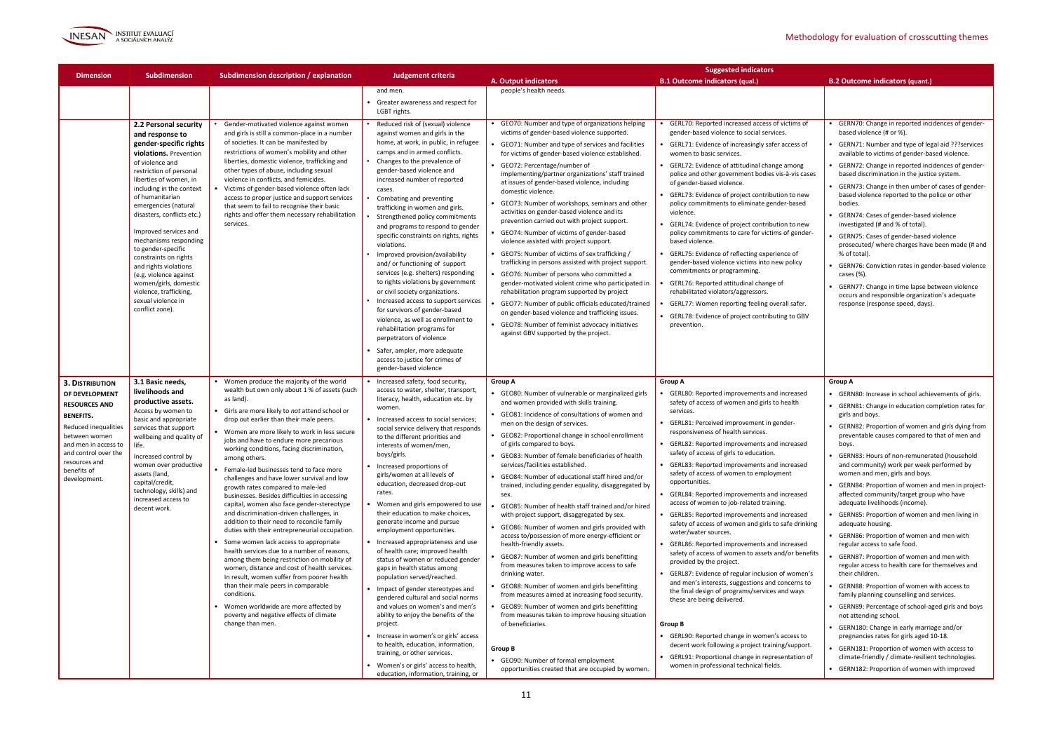| Dimension | Subdimension | Subdimension description / explanation | Judgement criteria | Suggested indicators | | |
|---|---|---|---|---|---|---|
| | | | | A. Output indicators | B.1 Outcome indicators (qual.) | B.2 Outcome indicators (quant.) |
| | | | and men.<br>• Greater awareness and respect for LGBT rights. | people's health needs. | | |
| | **2.2 Personal security and response to gender-specific rights violations.** Prevention of violence and restriction of personal liberties of women, in including in the context of humanitarian emergencies (natural disasters, conflicts etc.)<br><br>Improved services and mechanisms responding to gender-specific constraints on rights and rights violations (e.g. violence against women/girls, domestic violence, trafficking, sexual violence in conflict zone). | • Gender-motivated violence against women and girls is still a common-place in a number of societies. It can be manifested by restrictions of women's mobility and other liberties, domestic violence, trafficking and other types of abuse, including sexual violence in conflicts, and femicides.<br>• Victims of gender-based violence often lack access to proper justice and support services that seem to fail to recognise their basic rights and offer them necessary rehabilitation services. | • Reduced risk of (sexual) violence against women and girls in the home, at work, in public, in refugee camps and in armed conflicts.<br>• Changes to the prevalence of gender-based violence and increased number of reported cases.<br>• Combating and preventing trafficking in women and girls.<br>• Strengthened policy commitments and programs to respond to gender specific constraints on rights, rights violations.<br>• Improved provision/availability and/ or functioning of support services (e.g. shelters) responding to rights violations by government or civil society organizations.<br>• Increased access to support services for survivors of gender-based violence, as well as enrollment to rehabilitation programs for perpetrators of violence<br>• Safer, ampler, more adequate access to justice for crimes of gender-based violence | • GEO70: Number and type of organizations helping victims of gender-based violence supported.<br>• GEO71: Number and type of services and facilities for victims of gender-based violence established.<br>• GEO72: Percentage/number of implementing/partner organizations' staff trained at issues of gender-based violence, including domestic violence.<br>• GEO73: Number of workshops, seminars and other activities on gender-based violence and its prevention carried out with project support.<br>• GEO74: Number of victims of gender-based violence assisted with project support.<br>• GEO75: Number of victims of sex trafficking / trafficking in persons assisted with project support.<br>• GEO76: Number of persons who committed a gender-motivated violent crime who participated in rehabilitation program supported by project<br>• GEO77: Number of public officials educated/trained on gender-based violence and trafficking issues.<br>• GEO78: Number of feminist advocacy initiatives against GBV supported by the project. | • GERL70: Reported increased access of victims of gender-based violence to social services.<br>• GERL71: Evidence of increasingly safer access of women to basic services.<br>• GERL72: Evidence of attitudinal change among police and other government bodies vis-à-vis cases of gender-based violence.<br>• GERL73: Evidence of project contribution to new policy commitments to eliminate gender-based violence.<br>• GERL74: Evidence of project contribution to new policy commitments to care for victims of gender-based violence.<br>• GERL75: Evidence of reflecting experience of gender-based violence victims into new policy commitments or programming.<br>• GERL76: Reported attitudinal change of rehabilitated violators/aggressors.<br>• GERL77: Women reporting feeling overall safer.<br>• GERL78: Evidence of project contributing to GBV prevention. | • GERN70: Change in reported incidences of gender-based violence (# or %).<br>• GERN71: Number and type of legal aid ???services available to victims of gender-based violence.<br>• GERN72: Change in reported incidences of gender-based discrimination in the justice system.<br>• GERN73: Change in then umber of cases of gender-based violence reported to the police or other bodies.<br>• GERN74: Cases of gender-based violence investigated (# and % of total).<br>• GERN75: Cases of gender-based violence prosecuted/ where charges have been made (# and % of total).<br>• GERN76: Conviction rates in gender-based violence cases (%).<br>• GERN77: Change in time lapse between violence occurs and responsible organization's adequate response (response speed, days). |
| **3. Distribution of development resources and benefits.** Reduced inequalities between women and men in access to and control over the resources and benefits of development. | **3.1 Basic needs, livelihoods and productive assets.** Access by women to basic and appropriate services that support wellbeing and quality of life.<br>Increased control by women over productive assets (land, capital/credit, technology, skills) and increased access to decent work. | • Women produce the majority of the world wealth but own only about 1 % of assets (such as land).<br>• Girls are more likely to *not* attend school or drop out earlier than their male peers.<br>• Women are more likely to work in less secure jobs and have to endure more precarious working conditions, facing discrimination, among others.<br>• Female-led businesses tend to face more challenges and have lower survival and low growth rates compared to male-led businesses. Besides difficulties in accessing capital, women also face gender-stereotype and discrimination-driven challenges, in addition to their need to reconcile family duties with their entrepreneurial occupation.<br>• Some women lack access to appropriate health services due to a number of reasons, among them being restriction on mobility of women, distance and cost of health services. In result, women suffer from poorer health than their male peers in comparable conditions.<br>• Women worldwide are more affected by poverty and negative effects of climate change than men. | • Increased safety, food security, access to water, shelter, transport, literacy, health, education etc. by women.<br>• Increased access to social services; social service delivery that responds to the different priorities and interests of women/men, boys/girls.<br>• Increased proportions of girls/women at all levels of education, decreased drop-out rates.<br>• Women and girls empowered to use their education to make choices, generate income and pursue employment opportunities.<br>• Increased appropriateness and use of health care; improved health status of women or reduced gender gaps in health status among population served/reached.<br>• Impact of gender stereotypes and gendered cultural and social norms and values on women's and men's ability to enjoy the benefits of the project.<br>• Increase in women's or girls' access to health, education, information, training, or other services.<br>• Women's or girls' access to health, education, information, training, or | **Group A**<br>• GEO80: Number of vulnerable or marginalized girls and women provided with skills training.<br>• GEO81: Incidence of consultations of women and men on the design of services.<br>• GEO82: Proportional change in school enrollment of girls compared to boys.<br>• GEO83: Number of female beneficiaries of health services/facilities established.<br>• GEO84: Number of educational staff hired and/or trained, including gender equality, disaggregated by sex.<br>• GEO85: Number of health staff trained and/or hired with project support, disaggregated by sex.<br>• GEO86: Number of women and girls provided with access to/possession of more energy-efficient or health-friendly assets.<br>• GEO87: Number of women and girls benefitting from measures taken to improve access to safe drinking water.<br>• GEO88: Number of women and girls benefitting from measures aimed at increasing food security.<br>• GEO89: Number of women and girls benefitting from measures taken to improve housing situation of beneficiaries.<br><br>**Group B**<br>• GEO90: Number of formal employment opportunities created that are occupied by women. | **Group A**<br>• GERL80: Reported improvements and increased safety of access of women and girls to health services.<br>• GERL81: Perceived improvement in gender-responsiveness of health services.<br>• GERL82: Reported improvements and increased safety of access of girls to education.<br>• GERL83: Reported improvements and increased safety of access of women to employment opportunities.<br>• GERL84: Reported improvements and increased access of women to job-related training.<br>• GERL85: Reported improvements and increased safety of access of women and girls to safe drinking water/water sources.<br>• GERL86: Reported improvements and increased safety of access of women to assets and/or benefits provided by the project.<br>• GERL87: Evidence of regular inclusion of women's and men's interests, suggestions and concerns to the final design of programs/services and ways these are being delivered.<br><br>**Group B**<br>• GERL90: Reported change in women's access to decent work following a project training/support.<br>• GERL91: Proportional change in representation of women in professional technical fields. | **Group A**<br>• GERN80: Increase in school achievements of girls.<br>• GERN81: Change in education completion rates for girls and boys.<br>• GERN82: Proportion of women and girls dying from preventable causes compared to that of men and boys.<br>• GERN83: Hours of non-remunerated (household and community) work per week performed by women and men, girls and boys.<br>• GERN84: Proportion of women and men in project-affected community/target group who have adequate livelihoods (income).<br>• GERN85: Proportion of women and men living in adequate housing.<br>• GERN86: Proportion of women and men with regular access to safe food.<br>• GERN87: Proportion of women and men with regular access to health care for themselves and their children.<br>• GERN88: Proportion of women with access to family planning counselling and services.<br>• GERN89: Percentage of school-aged girls and boys not attending school.<br>• GERN180: Change in early marriage and/or pregnancies rates for girls aged 10-18.<br>• GERN181: Proportion of women with access to climate-friendly / climate-resilient technologies.<br>• GERN182: Proportion of women with improved |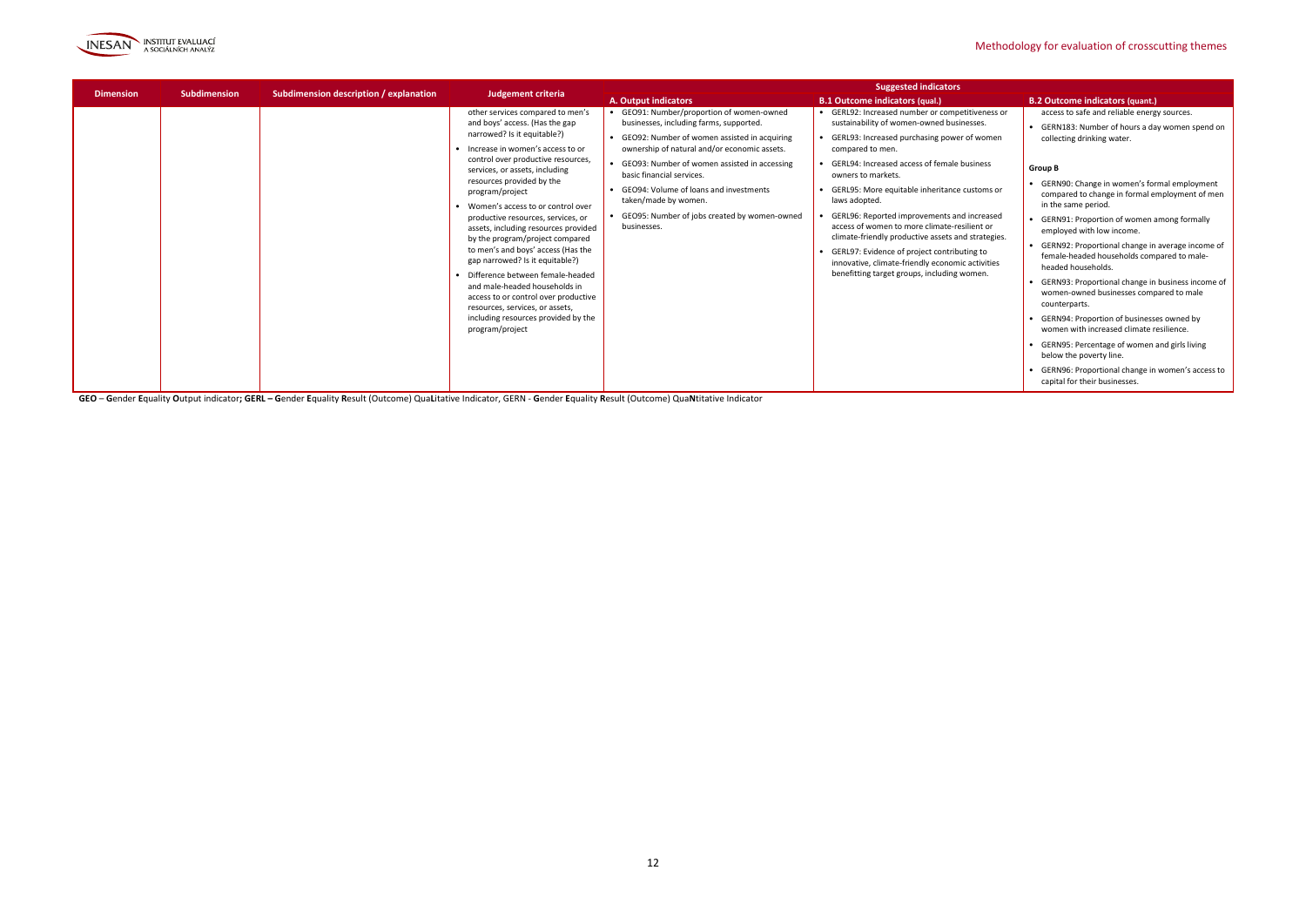| Dimension | Subdimension | Subdimension description / explanation | Judgement criteria | Suggested indicators | | |
|---|---|---|---|---|---|---|
| | | | | A. Output indicators | B.1 Outcome indicators (qual.) | B.2 Outcome indicators (quant.) |
| | | | other services compared to men's and boys' access. (Has the gap narrowed? Is it equitable?)<br>• Increase in women's access to or control over productive resources, services, or assets, including resources provided by the program/project<br>• Women's access to or control over productive resources, services, or assets, including resources provided by the program/project compared to men's and boys' access (Has the gap narrowed? Is it equitable?)<br>• Difference between female-headed and male-headed households in access to or control over productive resources, services, or assets, including resources provided by the program/project | • GEO91: Number/proportion of women-owned businesses, including farms, supported.<br>• GEO92: Number of women assisted in acquiring ownership of natural and/or economic assets.<br>• GEO93: Number of women assisted in accessing basic financial services.<br>• GEO94: Volume of loans and investments taken/made by women.<br>• GEO95: Number of jobs created by women-owned businesses. | • GERL92: Increased number or competitiveness or sustainability of women-owned businesses.<br>• GERL93: Increased purchasing power of women compared to men.<br>• GERL94: Increased access of female business owners to markets.<br>• GERL95: More equitable inheritance customs or laws adopted.<br>• GERL96: Reported improvements and increased access of women to more climate-resilient or climate-friendly productive assets and strategies.<br>• GERL97: Evidence of project contributing to innovative, climate-friendly economic activities benefitting target groups, including women. | access to safe and reliable energy sources.<br>• GERN183: Number of hours a day women spend on collecting drinking water.<br><br>**Group B**<br>• GERN90: Change in women's formal employment compared to change in formal employment of men in the same period.<br>• GERN91: Proportion of women among formally employed with low income.<br>• GERN92: Proportional change in average income of female-headed households compared to male-headed households.<br>• GERN93: Proportional change in business income of women-owned businesses compared to male counterparts.<br>• GERN94: Proportion of businesses owned by women with increased climate resilience.<br>• GERN95: Percentage of women and girls living below the poverty line.<br>• GERN96: Proportional change in women's access to capital for their businesses. |

**GEO** – **G**ender **E**quality **O**utput indicator**; GERL – G**ender **E**quality **R**esult (Outcome) Qua**L**itative Indicator, GERN - **G**ender **E**quality **R**esult (Outcome) Qua**N**titative Indicator